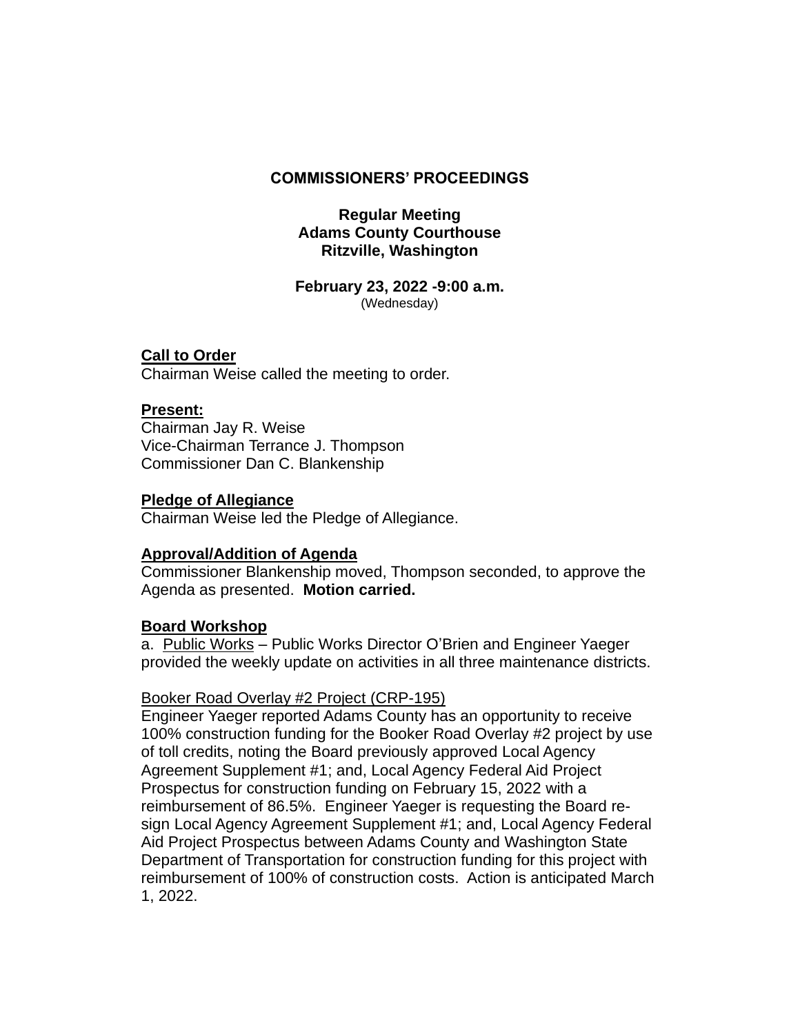# COMMISSIONERS' PROCEEDINGS

**Regular Meeting**
**Adams County Courthouse**
**Ritzville, Washington**

**February 23, 2022 -9:00 a.m.**
(Wednesday)

**Call to Order**
Chairman Weise called the meeting to order.

**Present:**
Chairman Jay R. Weise
Vice-Chairman Terrance J. Thompson
Commissioner Dan C. Blankenship

**Pledge of Allegiance**
Chairman Weise led the Pledge of Allegiance.

**Approval/Addition of Agenda**
Commissioner Blankenship moved, Thompson seconded, to approve the Agenda as presented. **Motion carried.**

**Board Workshop**
a. Public Works – Public Works Director O'Brien and Engineer Yaeger provided the weekly update on activities in all three maintenance districts.

Booker Road Overlay #2 Project (CRP-195)
Engineer Yaeger reported Adams County has an opportunity to receive 100% construction funding for the Booker Road Overlay #2 project by use of toll credits, noting the Board previously approved Local Agency Agreement Supplement #1; and, Local Agency Federal Aid Project Prospectus for construction funding on February 15, 2022 with a reimbursement of 86.5%. Engineer Yaeger is requesting the Board re-sign Local Agency Agreement Supplement #1; and, Local Agency Federal Aid Project Prospectus between Adams County and Washington State Department of Transportation for construction funding for this project with reimbursement of 100% of construction costs. Action is anticipated March 1, 2022.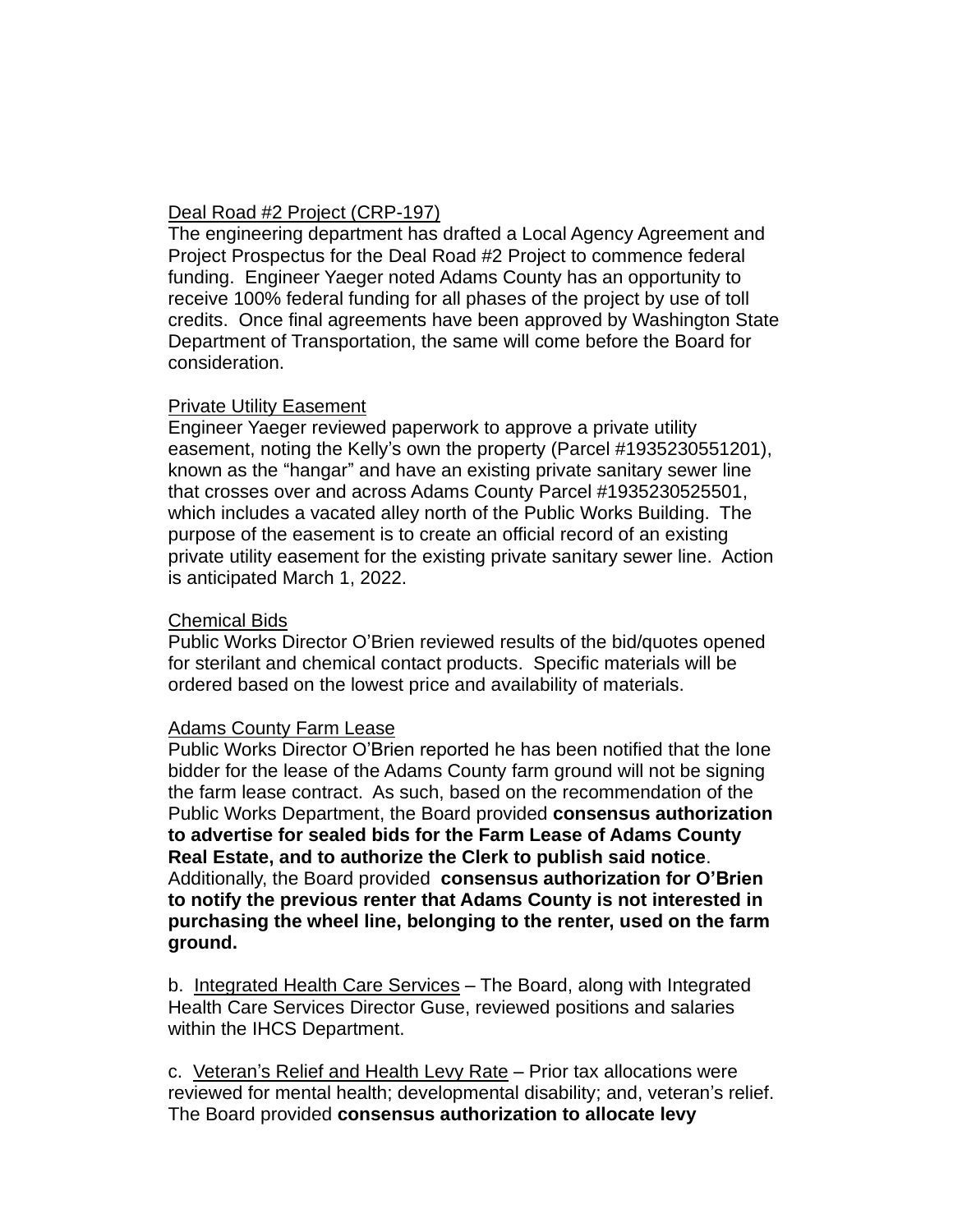Deal Road #2 Project (CRP-197)
The engineering department has drafted a Local Agency Agreement and Project Prospectus for the Deal Road #2 Project to commence federal funding. Engineer Yaeger noted Adams County has an opportunity to receive 100% federal funding for all phases of the project by use of toll credits. Once final agreements have been approved by Washington State Department of Transportation, the same will come before the Board for consideration.

Private Utility Easement
Engineer Yaeger reviewed paperwork to approve a private utility easement, noting the Kelly's own the property (Parcel #1935230551201), known as the "hangar" and have an existing private sanitary sewer line that crosses over and across Adams County Parcel #1935230525501, which includes a vacated alley north of the Public Works Building. The purpose of the easement is to create an official record of an existing private utility easement for the existing private sanitary sewer line. Action is anticipated March 1, 2022.

Chemical Bids
Public Works Director O'Brien reviewed results of the bid/quotes opened for sterilant and chemical contact products. Specific materials will be ordered based on the lowest price and availability of materials.

Adams County Farm Lease
Public Works Director O'Brien reported he has been notified that the lone bidder for the lease of the Adams County farm ground will not be signing the farm lease contract. As such, based on the recommendation of the Public Works Department, the Board provided **consensus authorization to advertise for sealed bids for the Farm Lease of Adams County Real Estate, and to authorize the Clerk to publish said notice**. Additionally, the Board provided **consensus authorization for O'Brien to notify the previous renter that Adams County is not interested in purchasing the wheel line, belonging to the renter, used on the farm ground.**

b. Integrated Health Care Services – The Board, along with Integrated Health Care Services Director Guse, reviewed positions and salaries within the IHCS Department.

c. Veteran's Relief and Health Levy Rate – Prior tax allocations were reviewed for mental health; developmental disability; and, veteran's relief. The Board provided **consensus authorization to allocate levy**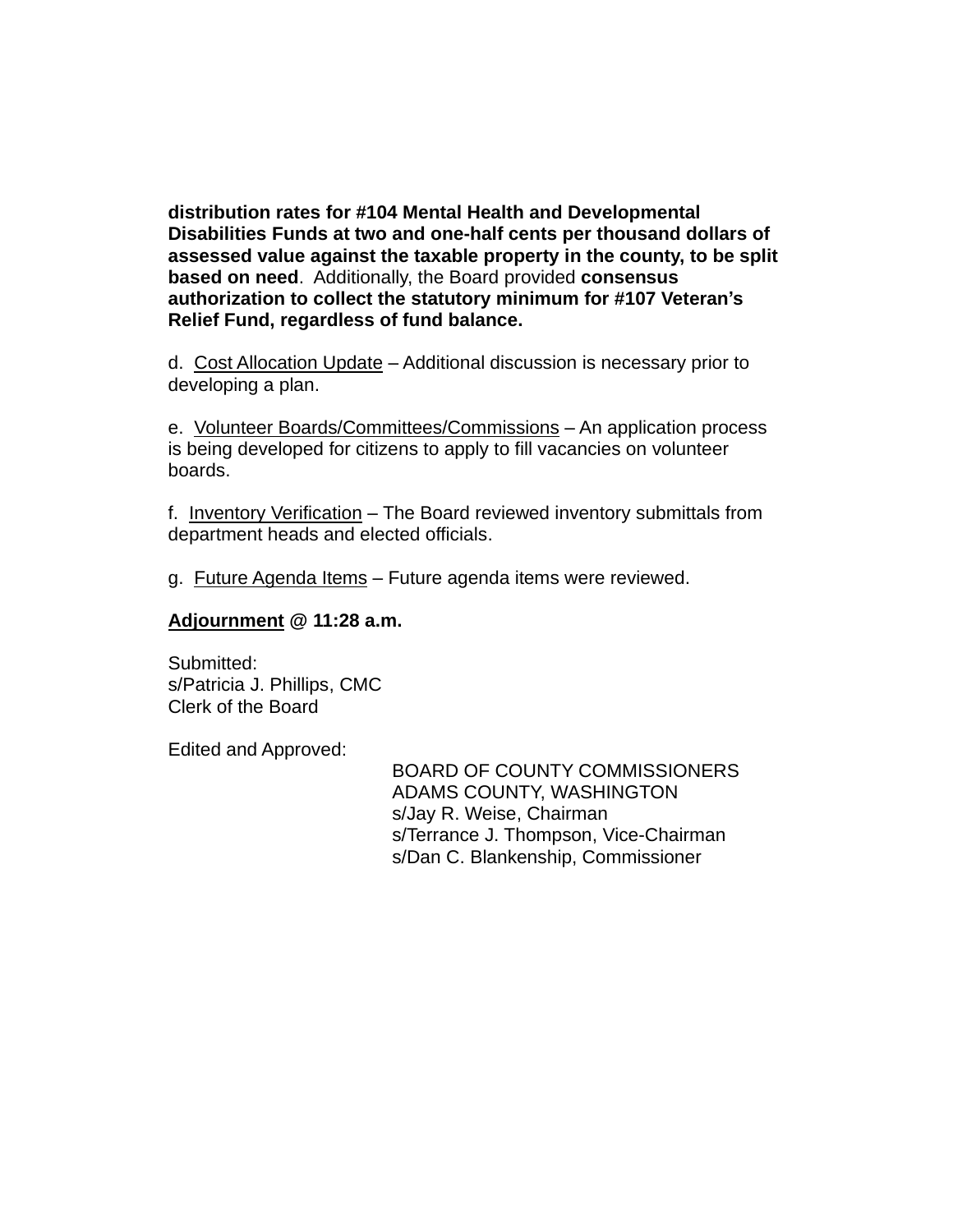**distribution rates for #104 Mental Health and Developmental Disabilities Funds at two and one-half cents per thousand dollars of assessed value against the taxable property in the county, to be split based on need**. Additionally, the Board provided **consensus authorization to collect the statutory minimum for #107 Veteran's Relief Fund, regardless of fund balance.**

d. <u>Cost Allocation Update</u> – Additional discussion is necessary prior to developing a plan.

e. <u>Volunteer Boards/Committees/Commissions</u> – An application process is being developed for citizens to apply to fill vacancies on volunteer boards.

f. <u>Inventory Verification</u> – The Board reviewed inventory submittals from department heads and elected officials.

g. <u>Future Agenda Items</u> – Future agenda items were reviewed.

**<u>Adjournment</u> @ 11:28 a.m.**

Submitted:
s/Patricia J. Phillips, CMC
Clerk of the Board

Edited and Approved:

BOARD OF COUNTY COMMISSIONERS
ADAMS COUNTY, WASHINGTON
s/Jay R. Weise, Chairman
s/Terrance J. Thompson, Vice-Chairman
s/Dan C. Blankenship, Commissioner